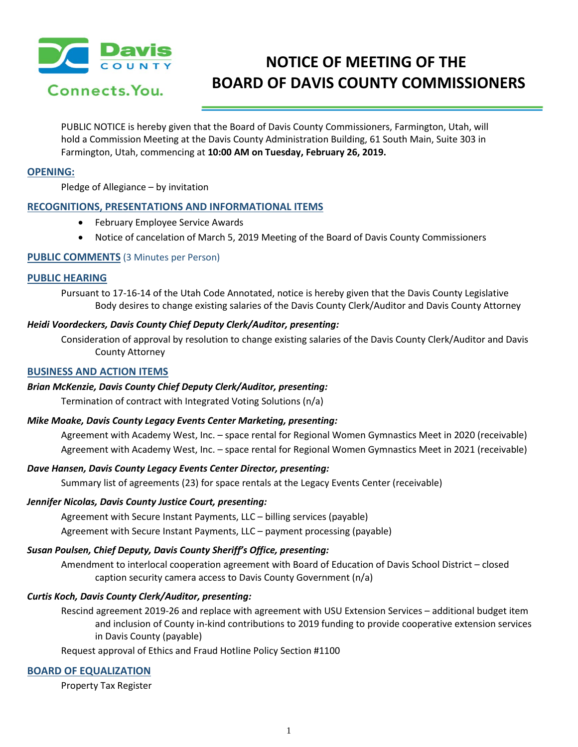# NOTICE OF MEETING OF THE BOARD OF DAVIS COUNTY COMMISSIONERS

PUBLIC NOTICE is hereby given that the Board of Davis County Commissioners, Farmington, Utah, will hold a Commission Meeting at the Davis County Administration Building, 61 South Main, Suite 303 in Farmington, Utah, commencing at **10:00 AM on Tuesday, February 26, 2019.**

## OPENING:

Pledge of Allegiance – by invitation

## RECOGNITIONS, PRESENTATIONS AND INFORMATIONAL ITEMS

- February Employee Service Awards
- Notice of cancelation of March 5, 2019 Meeting of the Board of Davis County Commissioners

## PUBLIC COMMENTS (3 Minutes per Person)

## PUBLIC HEARING

Pursuant to 17-16-14 of the Utah Code Annotated, notice is hereby given that the Davis County Legislative Body desires to change existing salaries of the Davis County Clerk/Auditor and Davis County Attorney

***Heidi Voordeckers, Davis County Chief Deputy Clerk/Auditor, presenting:***

Consideration of approval by resolution to change existing salaries of the Davis County Clerk/Auditor and Davis County Attorney

## BUSINESS AND ACTION ITEMS

***Brian McKenzie, Davis County Chief Deputy Clerk/Auditor, presenting:***

Termination of contract with Integrated Voting Solutions (n/a)

***Mike Moake, Davis County Legacy Events Center Marketing, presenting:***

Agreement with Academy West, Inc. – space rental for Regional Women Gymnastics Meet in 2020 (receivable)

Agreement with Academy West, Inc. – space rental for Regional Women Gymnastics Meet in 2021 (receivable)

***Dave Hansen, Davis County Legacy Events Center Director, presenting:***

Summary list of agreements (23) for space rentals at the Legacy Events Center (receivable)

***Jennifer Nicolas, Davis County Justice Court, presenting:***

Agreement with Secure Instant Payments, LLC – billing services (payable)

Agreement with Secure Instant Payments, LLC – payment processing (payable)

***Susan Poulsen, Chief Deputy, Davis County Sheriff's Office, presenting:***

Amendment to interlocal cooperation agreement with Board of Education of Davis School District – closed caption security camera access to Davis County Government (n/a)

***Curtis Koch, Davis County Clerk/Auditor, presenting:***

Rescind agreement 2019-26 and replace with agreement with USU Extension Services – additional budget item and inclusion of County in-kind contributions to 2019 funding to provide cooperative extension services in Davis County (payable)

Request approval of Ethics and Fraud Hotline Policy Section #1100

## BOARD OF EQUALIZATION

Property Tax Register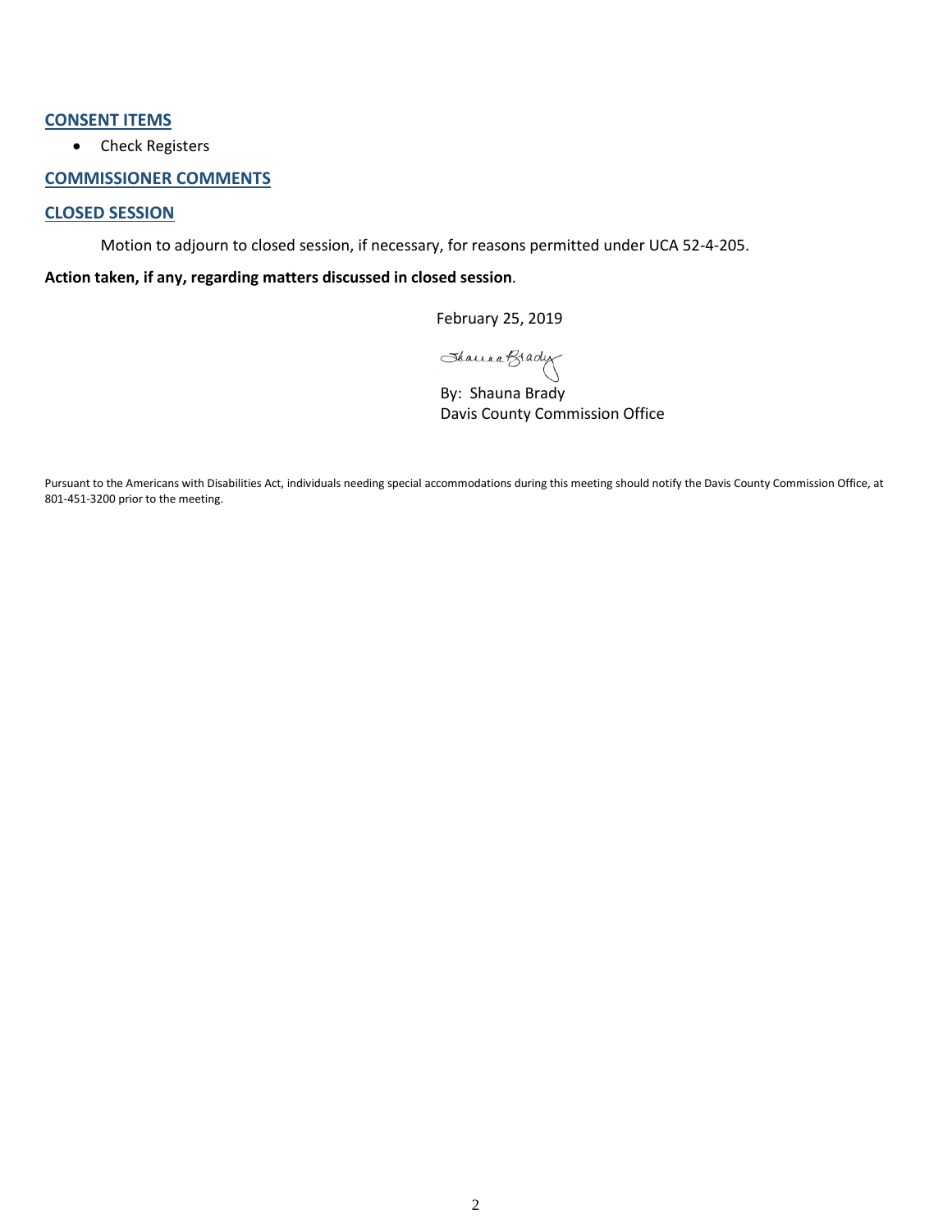## CONSENT ITEMS

- Check Registers

## COMMISSIONER COMMENTS

## CLOSED SESSION

Motion to adjourn to closed session, if necessary, for reasons permitted under UCA 52-4-205.

**Action taken, if any, regarding matters discussed in closed session**.

February 25, 2019

Shauna Brady

By: Shauna Brady
Davis County Commission Office

Pursuant to the Americans with Disabilities Act, individuals needing special accommodations during this meeting should notify the Davis County Commission Office, at 801-451-3200 prior to the meeting.